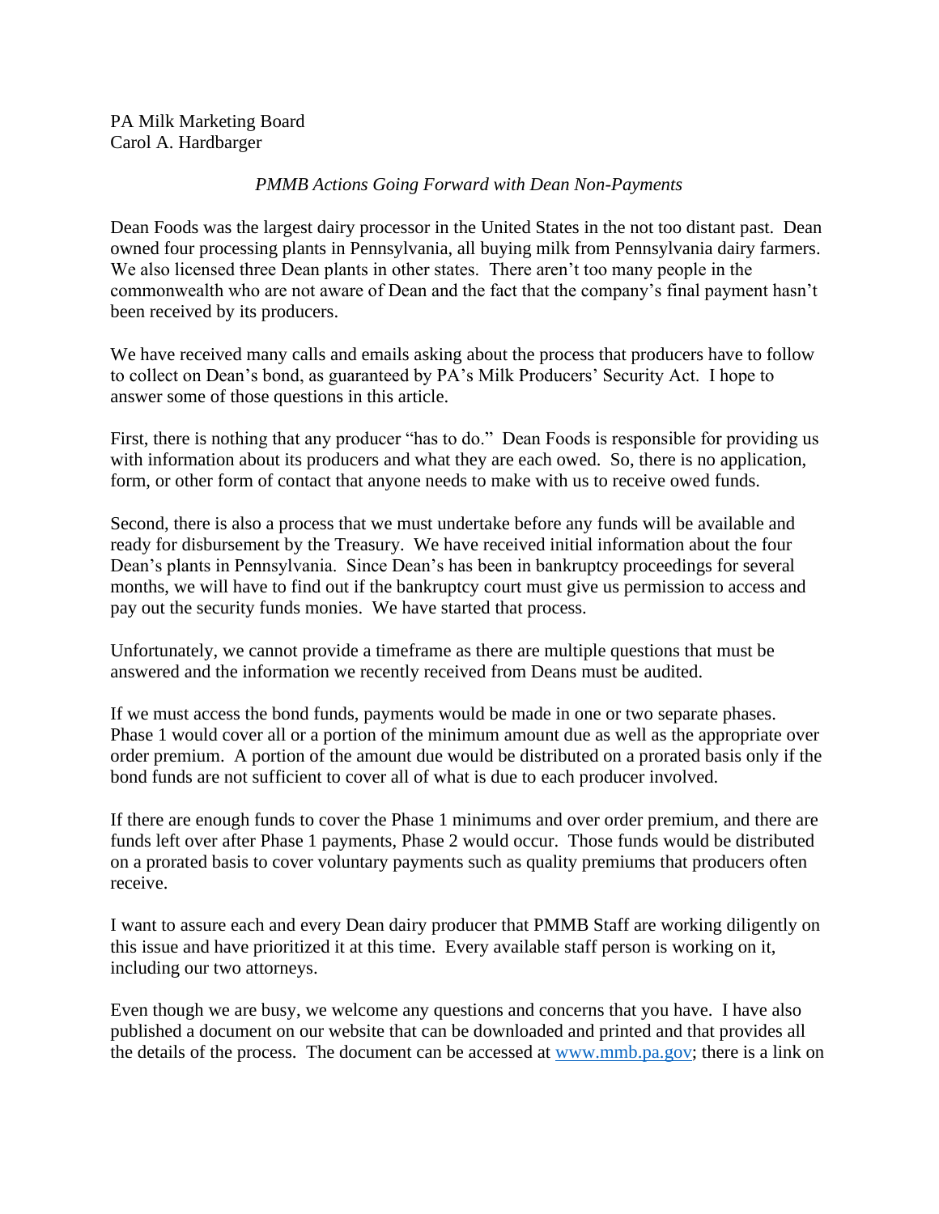PA Milk Marketing Board
Carol A. Hardbarger

*PMMB Actions Going Forward with Dean Non-Payments*

Dean Foods was the largest dairy processor in the United States in the not too distant past. Dean owned four processing plants in Pennsylvania, all buying milk from Pennsylvania dairy farmers. We also licensed three Dean plants in other states. There aren't too many people in the commonwealth who are not aware of Dean and the fact that the company's final payment hasn't been received by its producers.

We have received many calls and emails asking about the process that producers have to follow to collect on Dean's bond, as guaranteed by PA's Milk Producers' Security Act. I hope to answer some of those questions in this article.

First, there is nothing that any producer "has to do." Dean Foods is responsible for providing us with information about its producers and what they are each owed. So, there is no application, form, or other form of contact that anyone needs to make with us to receive owed funds.

Second, there is also a process that we must undertake before any funds will be available and ready for disbursement by the Treasury. We have received initial information about the four Dean's plants in Pennsylvania. Since Dean's has been in bankruptcy proceedings for several months, we will have to find out if the bankruptcy court must give us permission to access and pay out the security funds monies. We have started that process.

Unfortunately, we cannot provide a timeframe as there are multiple questions that must be answered and the information we recently received from Deans must be audited.

If we must access the bond funds, payments would be made in one or two separate phases. Phase 1 would cover all or a portion of the minimum amount due as well as the appropriate over order premium. A portion of the amount due would be distributed on a prorated basis only if the bond funds are not sufficient to cover all of what is due to each producer involved.

If there are enough funds to cover the Phase 1 minimums and over order premium, and there are funds left over after Phase 1 payments, Phase 2 would occur. Those funds would be distributed on a prorated basis to cover voluntary payments such as quality premiums that producers often receive.

I want to assure each and every Dean dairy producer that PMMB Staff are working diligently on this issue and have prioritized it at this time. Every available staff person is working on it, including our two attorneys.

Even though we are busy, we welcome any questions and concerns that you have. I have also published a document on our website that can be downloaded and printed and that provides all the details of the process. The document can be accessed at [www.mmb.pa.gov](http://www.mmb.pa.gov); there is a link on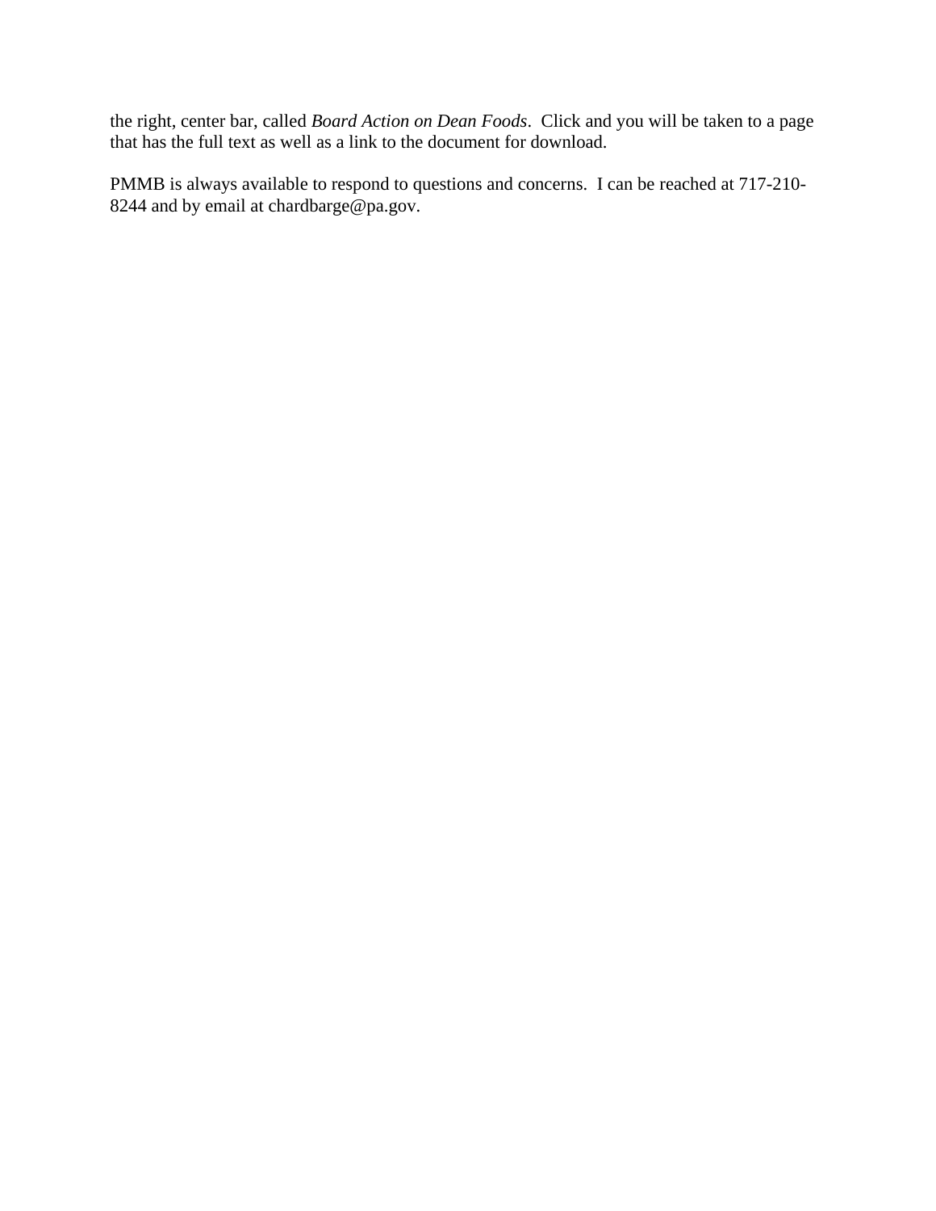the right, center bar, called *Board Action on Dean Foods*. Click and you will be taken to a page that has the full text as well as a link to the document for download.

PMMB is always available to respond to questions and concerns. I can be reached at 717-210-8244 and by email at chardbarge@pa.gov.